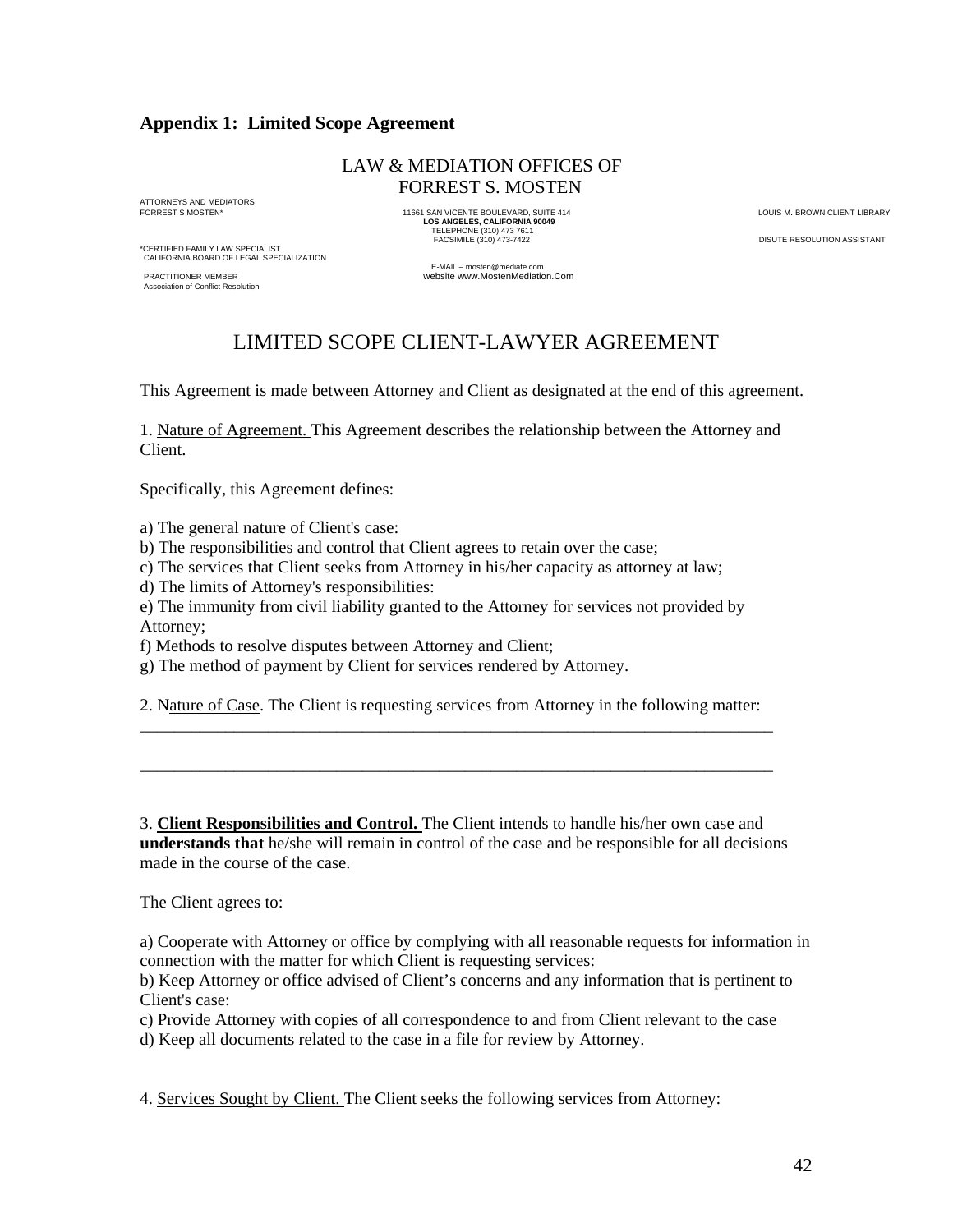**Appendix 1: Limited Scope Agreement**

LAW & MEDIATION OFFICES OF
FORREST S. MOSTEN

ATTORNEYS AND MEDIATORS
FORREST S MOSTEN*

*CERTIFIED FAMILY LAW SPECIALIST
CALIFORNIA BOARD OF LEGAL SPECIALIZATION

PRACTITIONER MEMBER
Association of Conflict Resolution

11661 SAN VICENTE BOULEVARD, SUITE 414
**LOS ANGELES, CALIFORNIA 90049**
TELEPHONE (310) 473 7611
FACSIMILE (310) 473-7422

E-MAIL – mosten@mediate.com
website www.MostenMediation.Com

LOUIS M. BROWN CLIENT LIBRARY

DISUTE RESOLUTION ASSISTANT

# LIMITED SCOPE CLIENT-LAWYER AGREEMENT

This Agreement is made between Attorney and Client as designated at the end of this agreement.

1. Nature of Agreement. This Agreement describes the relationship between the Attorney and Client.

Specifically, this Agreement defines:

a) The general nature of Client's case:
b) The responsibilities and control that Client agrees to retain over the case;
c) The services that Client seeks from Attorney in his/her capacity as attorney at law;
d) The limits of Attorney's responsibilities:
e) The immunity from civil liability granted to the Attorney for services not provided by Attorney;
f) Methods to resolve disputes between Attorney and Client;
g) The method of payment by Client for services rendered by Attorney.

2. Nature of Case. The Client is requesting services from Attorney in the following matter:
_____________________________________________________________________________

_____________________________________________________________________________

3. **Client Responsibilities and Control.** The Client intends to handle his/her own case and **understands that** he/she will remain in control of the case and be responsible for all decisions made in the course of the case.

The Client agrees to:

a) Cooperate with Attorney or office by complying with all reasonable requests for information in connection with the matter for which Client is requesting services:
b) Keep Attorney or office advised of Client's concerns and any information that is pertinent to Client's case:
c) Provide Attorney with copies of all correspondence to and from Client relevant to the case
d) Keep all documents related to the case in a file for review by Attorney.

4. Services Sought by Client. The Client seeks the following services from Attorney: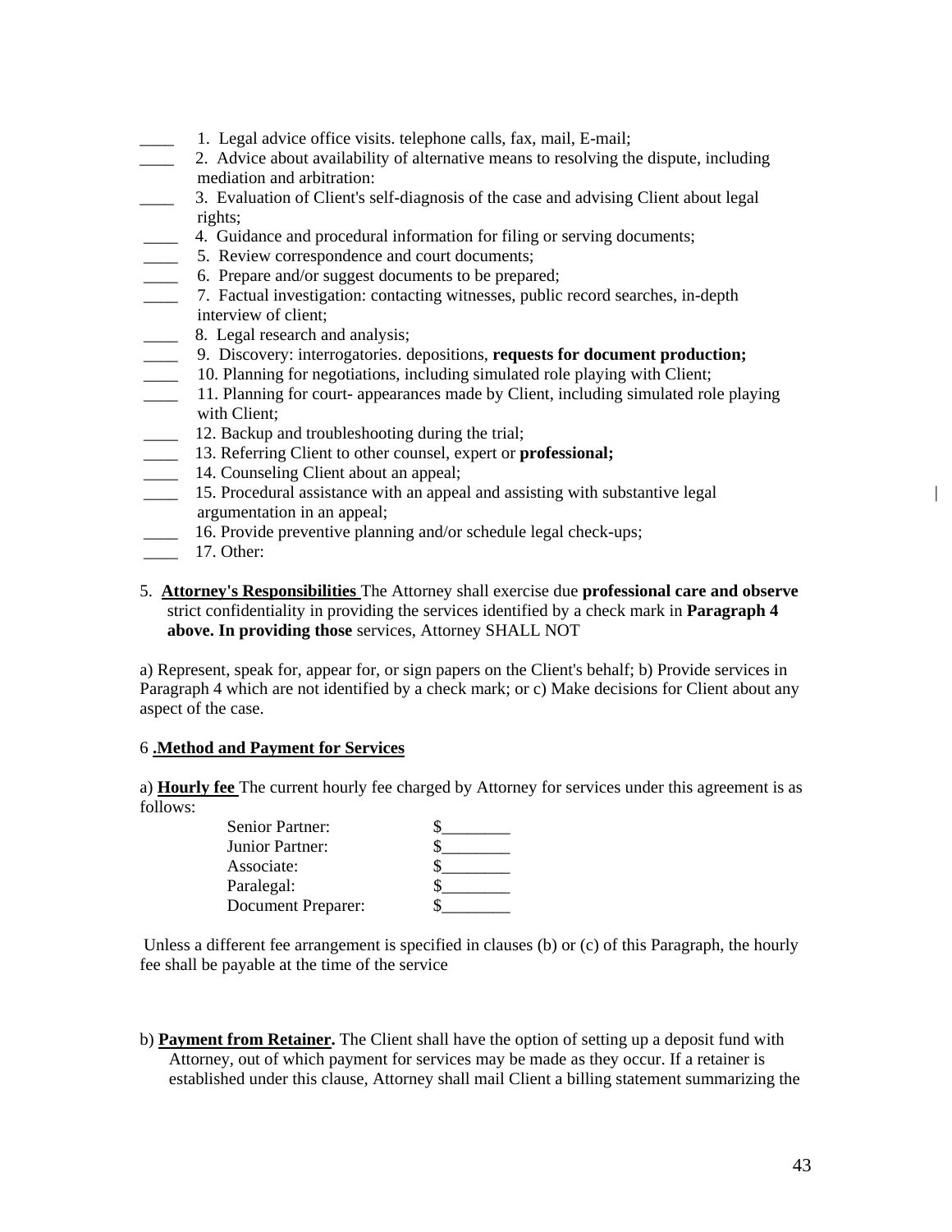____ 1. Legal advice office visits. telephone calls, fax, mail, E-mail;
____ 2. Advice about availability of alternative means to resolving the dispute, including mediation and arbitration:
____ 3. Evaluation of Client's self-diagnosis of the case and advising Client about legal rights;
____ 4. Guidance and procedural information for filing or serving documents;
____ 5. Review correspondence and court documents;
____ 6. Prepare and/or suggest documents to be prepared;
____ 7. Factual investigation: contacting witnesses, public record searches, in-depth interview of client;
____ 8. Legal research and analysis;
____ 9. Discovery: interrogatories. depositions, **requests for document production;**
____ 10. Planning for negotiations, including simulated role playing with Client;
____ 11. Planning for court- appearances made by Client, including simulated role playing with Client;
____ 12. Backup and troubleshooting during the trial;
____ 13. Referring Client to other counsel, expert or **professional;**
____ 14. Counseling Client about an appeal;
____ 15. Procedural assistance with an appeal and assisting with substantive legal argumentation in an appeal;
____ 16. Provide preventive planning and/or schedule legal check-ups;
____ 17. Other:

5. **Attorney's Responsibilities** The Attorney shall exercise due **professional care and observe** strict confidentiality in providing the services identified by a check mark in **Paragraph 4 above. In providing those** services, Attorney SHALL NOT

a) Represent, speak for, appear for, or sign papers on the Client's behalf; b) Provide services in Paragraph 4 which are not identified by a check mark; or c) Make decisions for Client about any aspect of the case.

6 **.Method and Payment for Services**

a) **Hourly fee** The current hourly fee charged by Attorney for services under this agreement is as follows:

| | |
|---|---|
| Senior Partner: | $________ |
| Junior Partner: | $________ |
| Associate: | $________ |
| Paralegal: | $________ |
| Document Preparer: | $________ |

Unless a different fee arrangement is specified in clauses (b) or (c) of this Paragraph, the hourly fee shall be payable at the time of the service

b) **Payment from Retainer.** The Client shall have the option of setting up a deposit fund with Attorney, out of which payment for services may be made as they occur. If a retainer is established under this clause, Attorney shall mail Client a billing statement summarizing the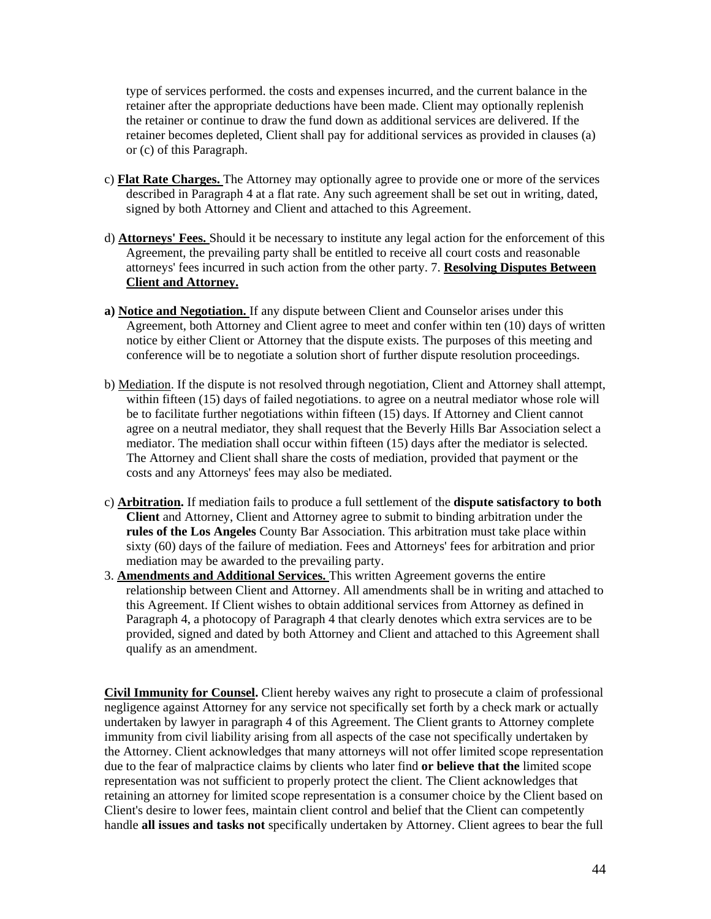type of services performed. the costs and expenses incurred, and the current balance in the retainer after the appropriate deductions have been made. Client may optionally replenish the retainer or continue to draw the fund down as additional services are delivered. If the retainer becomes depleted, Client shall pay for additional services as provided in clauses (a) or (c) of this Paragraph.

c) **Flat Rate Charges.** The Attorney may optionally agree to provide one or more of the services described in Paragraph 4 at a flat rate. Any such agreement shall be set out in writing, dated, signed by both Attorney and Client and attached to this Agreement.

d) **Attorneys' Fees.** Should it be necessary to institute any legal action for the enforcement of this Agreement, the prevailing party shall be entitled to receive all court costs and reasonable attorneys' fees incurred in such action from the other party. 7. **Resolving Disputes Between Client and Attorney.**

**a) Notice and Negotiation.** If any dispute between Client and Counselor arises under this Agreement, both Attorney and Client agree to meet and confer within ten (10) days of written notice by either Client or Attorney that the dispute exists. The purposes of this meeting and conference will be to negotiate a solution short of further dispute resolution proceedings.

b) Mediation. If the dispute is not resolved through negotiation, Client and Attorney shall attempt, within fifteen (15) days of failed negotiations. to agree on a neutral mediator whose role will be to facilitate further negotiations within fifteen (15) days. If Attorney and Client cannot agree on a neutral mediator, they shall request that the Beverly Hills Bar Association select a mediator. The mediation shall occur within fifteen (15) days after the mediator is selected. The Attorney and Client shall share the costs of mediation, provided that payment or the costs and any Attorneys' fees may also be mediated.

c) **Arbitration.** If mediation fails to produce a full settlement of the **dispute satisfactory to both Client** and Attorney, Client and Attorney agree to submit to binding arbitration under the **rules of the Los Angeles** County Bar Association. This arbitration must take place within sixty (60) days of the failure of mediation. Fees and Attorneys' fees for arbitration and prior mediation may be awarded to the prevailing party.

3. **Amendments and Additional Services.** This written Agreement governs the entire relationship between Client and Attorney. All amendments shall be in writing and attached to this Agreement. If Client wishes to obtain additional services from Attorney as defined in Paragraph 4, a photocopy of Paragraph 4 that clearly denotes which extra services are to be provided, signed and dated by both Attorney and Client and attached to this Agreement shall qualify as an amendment.

**Civil Immunity for Counsel.** Client hereby waives any right to prosecute a claim of professional negligence against Attorney for any service not specifically set forth by a check mark or actually undertaken by lawyer in paragraph 4 of this Agreement. The Client grants to Attorney complete immunity from civil liability arising from all aspects of the case not specifically undertaken by the Attorney. Client acknowledges that many attorneys will not offer limited scope representation due to the fear of malpractice claims by clients who later find **or believe that the** limited scope representation was not sufficient to properly protect the client. The Client acknowledges that retaining an attorney for limited scope representation is a consumer choice by the Client based on Client's desire to lower fees, maintain client control and belief that the Client can competently handle **all issues and tasks not** specifically undertaken by Attorney. Client agrees to bear the full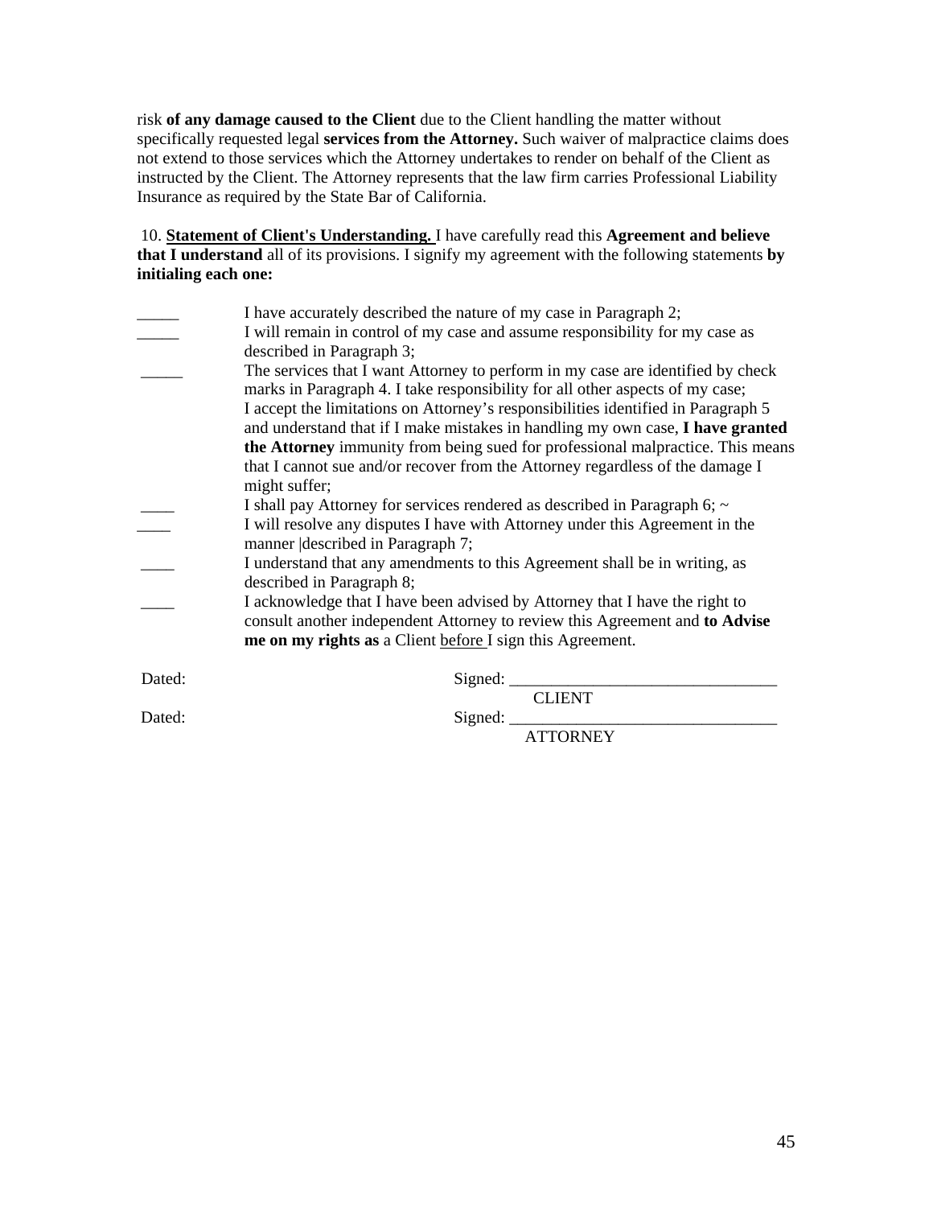risk **of any damage caused to the Client** due to the Client handling the matter without specifically requested legal **services from the Attorney.** Such waiver of malpractice claims does not extend to those services which the Attorney undertakes to render on behalf of the Client as instructed by the Client. The Attorney represents that the law firm carries Professional Liability Insurance as required by the State Bar of California.

10. **Statement of Client's Understanding.** I have carefully read this **Agreement and believe that I understand** all of its provisions. I signify my agreement with the following statements **by initialing each one:**

_____ I have accurately described the nature of my case in Paragraph 2;

_____ I will remain in control of my case and assume responsibility for my case as described in Paragraph 3;

_____ The services that I want Attorney to perform in my case are identified by check marks in Paragraph 4. I take responsibility for all other aspects of my case; I accept the limitations on Attorney's responsibilities identified in Paragraph 5 and understand that if I make mistakes in handling my own case, **I have granted the Attorney** immunity from being sued for professional malpractice. This means that I cannot sue and/or recover from the Attorney regardless of the damage I might suffer;

____ I shall pay Attorney for services rendered as described in Paragraph 6; ~

____ I will resolve any disputes I have with Attorney under this Agreement in the manner |described in Paragraph 7;

____ I understand that any amendments to this Agreement shall be in writing, as described in Paragraph 8;

____ I acknowledge that I have been advised by Attorney that I have the right to consult another independent Attorney to review this Agreement and **to Advise me on my rights as** a Client before I sign this Agreement.

Dated: Signed: ________________________________
CLIENT

Dated: Signed: ________________________________
ATTORNEY